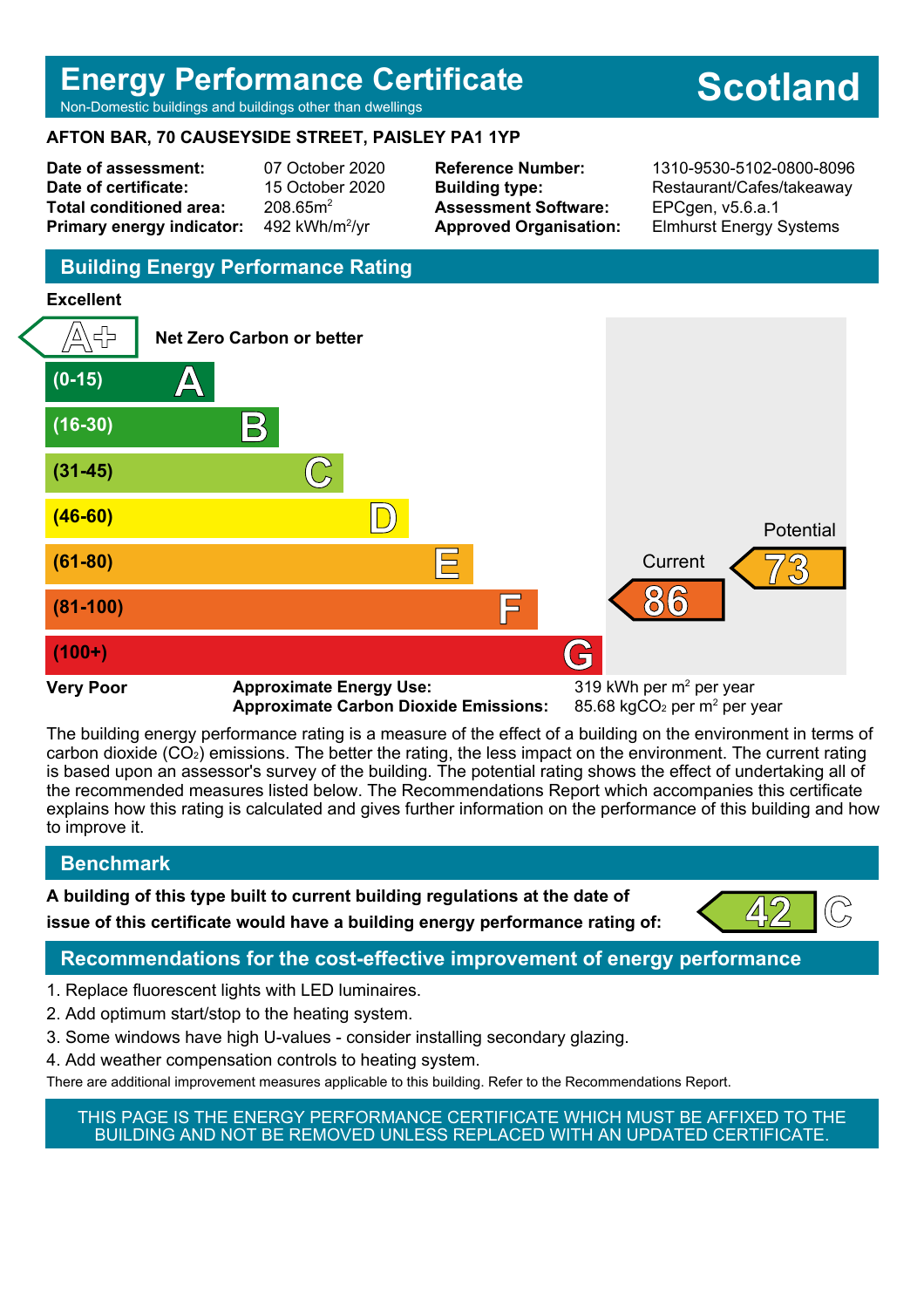# Energy Performance Certificate

Non-Domestic buildings and buildings other than dwellings

**Scotland**

**AFTON BAR, 70 CAUSEYSIDE STREET, PAISLEY PA1 1YP**

| | | | |
|---|---|---|---|
| **Date of assessment:** | 07 October 2020 | **Reference Number:** | 1310-9530-5102-0800-8096 |
| **Date of certificate:** | 15 October 2020 | **Building type:** | Restaurant/Cafes/takeaway |
| **Total conditioned area:** | 208.65m$^2$ | **Assessment Software:** | EPCgen, v5.6.a.1 |
| **Primary energy indicator:** | 492 kWh/m$^2$/yr | **Approved Organisation:** | Elmhurst Energy Systems |

## Building Energy Performance Rating

**Excellent**

| Rating | Band |
|---|---|
| A+ | Net Zero Carbon or better |
| A | (0-15) |
| B | (16-30) |
| C | (31-45) |
| D | (46-60) |
| E | (61-80) |
| F | (81-100) |
| G | (100+) |

**Very Poor**

Current: 86 (F)

Potential: 73 (E)

**Approximate Energy Use:** 319 kWh per m$^2$ per year

**Approximate Carbon Dioxide Emissions:** 85.68 kg$CO_2$ per m$^2$ per year

The building energy performance rating is a measure of the effect of a building on the environment in terms of carbon dioxide ($CO_2$) emissions. The better the rating, the less impact on the environment. The current rating is based upon an assessor's survey of the building. The potential rating shows the effect of undertaking all of the recommended measures listed below. The Recommendations Report which accompanies this certificate explains how this rating is calculated and gives further information on the performance of this building and how to improve it.

## Benchmark

**A building of this type built to current building regulations at the date of issue of this certificate would have a building energy performance rating of:** 42 C

## Recommendations for the cost-effective improvement of energy performance

1. Replace fluorescent lights with LED luminaires.
2. Add optimum start/stop to the heating system.
3. Some windows have high U-values - consider installing secondary glazing.
4. Add weather compensation controls to heating system.

There are additional improvement measures applicable to this building. Refer to the Recommendations Report.

THIS PAGE IS THE ENERGY PERFORMANCE CERTIFICATE WHICH MUST BE AFFIXED TO THE BUILDING AND NOT BE REMOVED UNLESS REPLACED WITH AN UPDATED CERTIFICATE.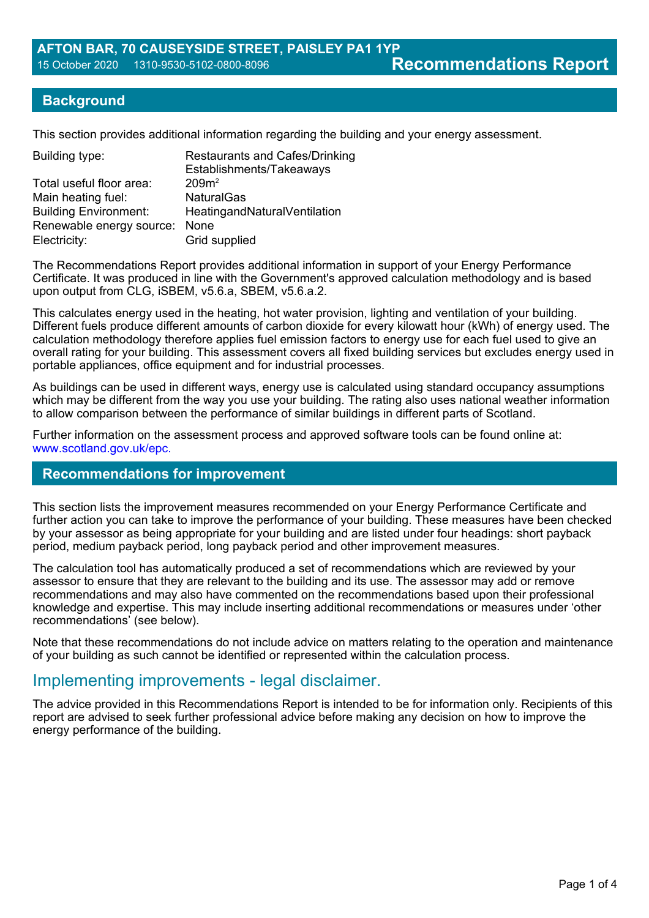# AFTON BAR, 70 CAUSEYSIDE STREET, PAISLEY PA1 1YP

15 October 2020 1310-9530-5102-0800-8096

**Recommendations Report**

## Background

This section provides additional information regarding the building and your energy assessment.

| | |
|---|---|
| Building type: | Restaurants and Cafes/Drinking Establishments/Takeaways |
| Total useful floor area: | 209m² |
| Main heating fuel: | NaturalGas |
| Building Environment: | HeatingandNaturalVentilation |
| Renewable energy source: | None |
| Electricity: | Grid supplied |

The Recommendations Report provides additional information in support of your Energy Performance Certificate. It was produced in line with the Government's approved calculation methodology and is based upon output from CLG, iSBEM, v5.6.a, SBEM, v5.6.a.2.

This calculates energy used in the heating, hot water provision, lighting and ventilation of your building. Different fuels produce different amounts of carbon dioxide for every kilowatt hour (kWh) of energy used. The calculation methodology therefore applies fuel emission factors to energy use for each fuel used to give an overall rating for your building. This assessment covers all fixed building services but excludes energy used in portable appliances, office equipment and for industrial processes.

As buildings can be used in different ways, energy use is calculated using standard occupancy assumptions which may be different from the way you use your building. The rating also uses national weather information to allow comparison between the performance of similar buildings in different parts of Scotland.

Further information on the assessment process and approved software tools can be found online at: www.scotland.gov.uk/epc.

## Recommendations for improvement

This section lists the improvement measures recommended on your Energy Performance Certificate and further action you can take to improve the performance of your building. These measures have been checked by your assessor as being appropriate for your building and are listed under four headings: short payback period, medium payback period, long payback period and other improvement measures.

The calculation tool has automatically produced a set of recommendations which are reviewed by your assessor to ensure that they are relevant to the building and its use. The assessor may add or remove recommendations and may also have commented on the recommendations based upon their professional knowledge and expertise. This may include inserting additional recommendations or measures under 'other recommendations' (see below).

Note that these recommendations do not include advice on matters relating to the operation and maintenance of your building as such cannot be identified or represented within the calculation process.

### Implementing improvements - legal disclaimer.

The advice provided in this Recommendations Report is intended to be for information only. Recipients of this report are advised to seek further professional advice before making any decision on how to improve the energy performance of the building.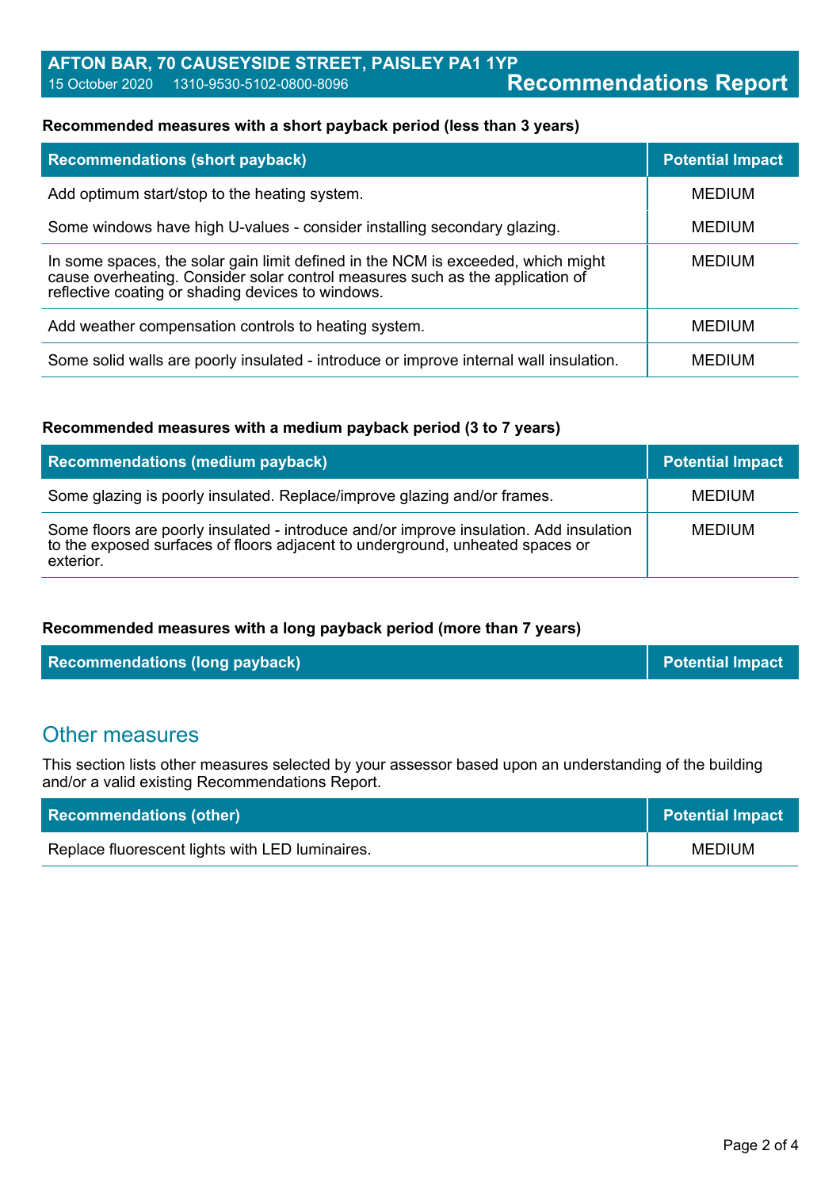**Recommended measures with a short payback period (less than 3 years)**

| Recommendations (short payback) | Potential Impact |
|---|---|
| Add optimum start/stop to the heating system. | MEDIUM |
| Some windows have high U-values - consider installing secondary glazing. | MEDIUM |
| In some spaces, the solar gain limit defined in the NCM is exceeded, which might cause overheating. Consider solar control measures such as the application of reflective coating or shading devices to windows. | MEDIUM |
| Add weather compensation controls to heating system. | MEDIUM |
| Some solid walls are poorly insulated - introduce or improve internal wall insulation. | MEDIUM |

**Recommended measures with a medium payback period (3 to 7 years)**

| Recommendations (medium payback) | Potential Impact |
|---|---|
| Some glazing is poorly insulated. Replace/improve glazing and/or frames. | MEDIUM |
| Some floors are poorly insulated - introduce and/or improve insulation. Add insulation to the exposed surfaces of floors adjacent to underground, unheated spaces or exterior. | MEDIUM |

**Recommended measures with a long payback period (more than 7 years)**

| Recommendations (long payback) | Potential Impact |
|---|---|

## Other measures

This section lists other measures selected by your assessor based upon an understanding of the building and/or a valid existing Recommendations Report.

| Recommendations (other) | Potential Impact |
|---|---|
| Replace fluorescent lights with LED luminaires. | MEDIUM |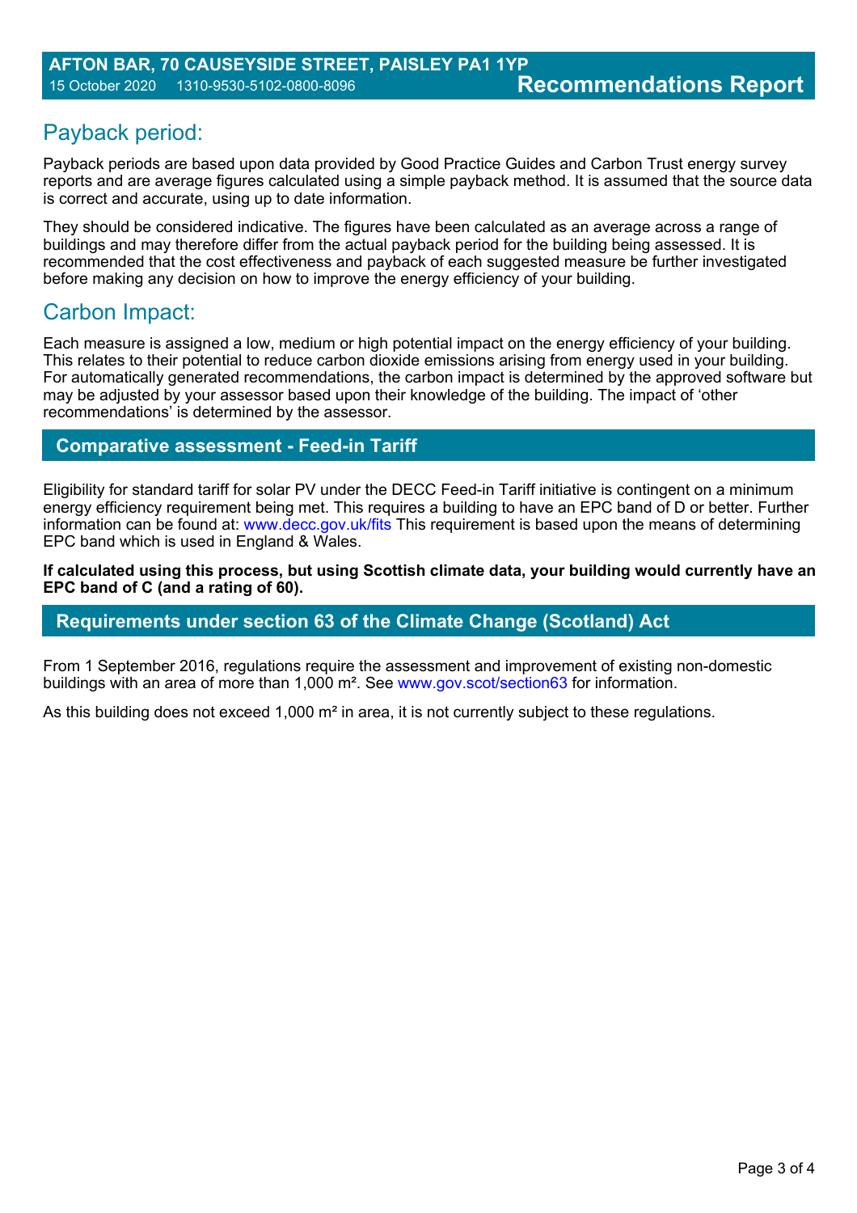## Payback period:

Payback periods are based upon data provided by Good Practice Guides and Carbon Trust energy survey reports and are average figures calculated using a simple payback method. It is assumed that the source data is correct and accurate, using up to date information.

They should be considered indicative. The figures have been calculated as an average across a range of buildings and may therefore differ from the actual payback period for the building being assessed. It is recommended that the cost effectiveness and payback of each suggested measure be further investigated before making any decision on how to improve the energy efficiency of your building.

## Carbon Impact:

Each measure is assigned a low, medium or high potential impact on the energy efficiency of your building. This relates to their potential to reduce carbon dioxide emissions arising from energy used in your building. For automatically generated recommendations, the carbon impact is determined by the approved software but may be adjusted by your assessor based upon their knowledge of the building. The impact of 'other recommendations' is determined by the assessor.

## Comparative assessment - Feed-in Tariff

Eligibility for standard tariff for solar PV under the DECC Feed-in Tariff initiative is contingent on a minimum energy efficiency requirement being met. This requires a building to have an EPC band of D or better. Further information can be found at: www.decc.gov.uk/fits This requirement is based upon the means of determining EPC band which is used in England & Wales.

**If calculated using this process, but using Scottish climate data, your building would currently have an EPC band of C (and a rating of 60).**

## Requirements under section 63 of the Climate Change (Scotland) Act

From 1 September 2016, regulations require the assessment and improvement of existing non-domestic buildings with an area of more than 1,000 m². See www.gov.scot/section63 for information.

As this building does not exceed 1,000 m² in area, it is not currently subject to these regulations.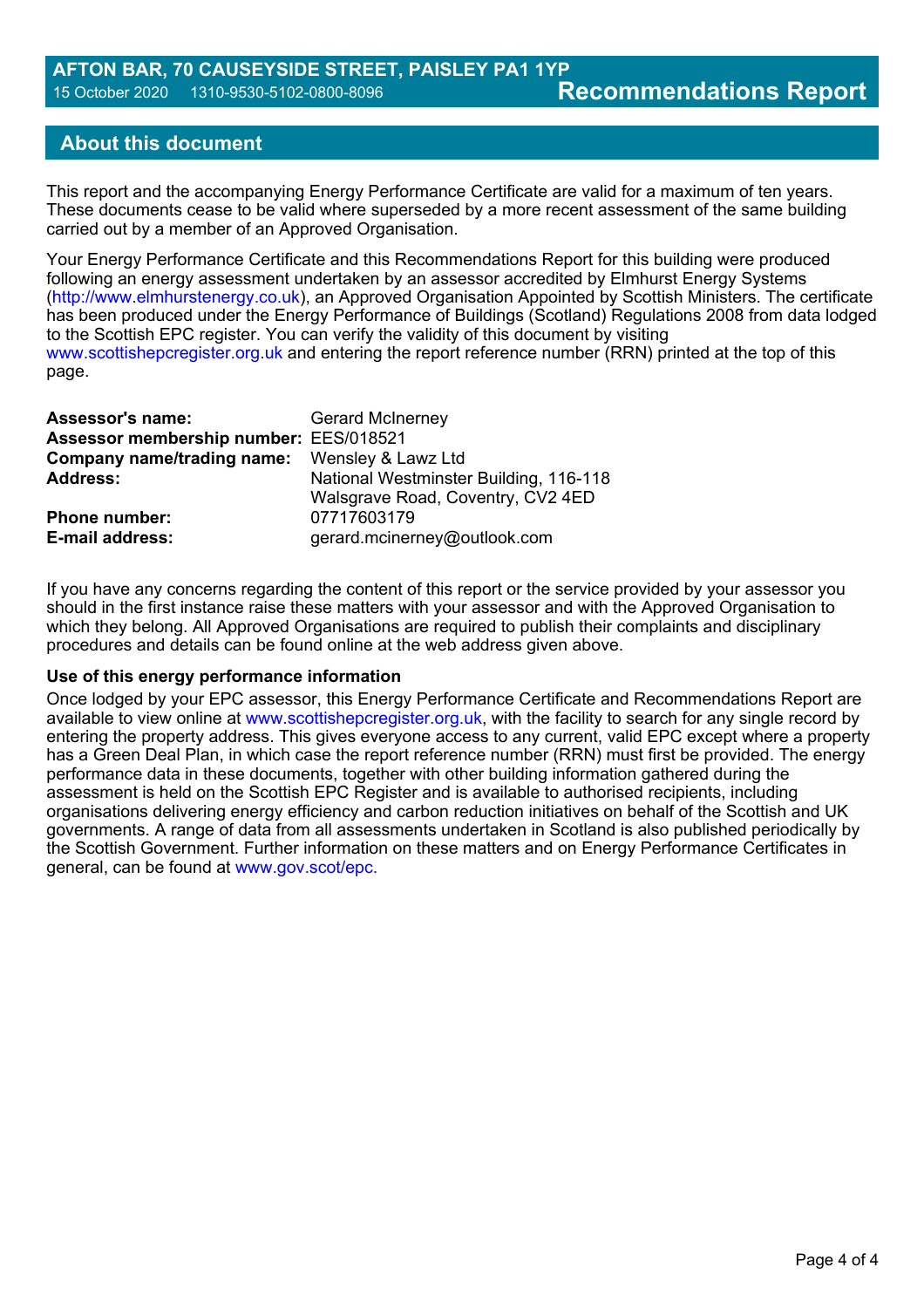## About this document

This report and the accompanying Energy Performance Certificate are valid for a maximum of ten years. These documents cease to be valid where superseded by a more recent assessment of the same building carried out by a member of an Approved Organisation.

Your Energy Performance Certificate and this Recommendations Report for this building were produced following an energy assessment undertaken by an assessor accredited by Elmhurst Energy Systems (http://www.elmhurstenergy.co.uk), an Approved Organisation Appointed by Scottish Ministers. The certificate has been produced under the Energy Performance of Buildings (Scotland) Regulations 2008 from data lodged to the Scottish EPC register. You can verify the validity of this document by visiting www.scottishepcregister.org.uk and entering the report reference number (RRN) printed at the top of this page.

| | |
|---|---|
| **Assessor's name:** | Gerard McInerney |
| **Assessor membership number:** | EES/018521 |
| **Company name/trading name:** | Wensley & Lawz Ltd |
| **Address:** | National Westminster Building, 116-118 Walsgrave Road, Coventry, CV2 4ED |
| **Phone number:** | 07717603179 |
| **E-mail address:** | gerard.mcinerney@outlook.com |

If you have any concerns regarding the content of this report or the service provided by your assessor you should in the first instance raise these matters with your assessor and with the Approved Organisation to which they belong. All Approved Organisations are required to publish their complaints and disciplinary procedures and details can be found online at the web address given above.

**Use of this energy performance information**

Once lodged by your EPC assessor, this Energy Performance Certificate and Recommendations Report are available to view online at www.scottishepcregister.org.uk, with the facility to search for any single record by entering the property address. This gives everyone access to any current, valid EPC except where a property has a Green Deal Plan, in which case the report reference number (RRN) must first be provided. The energy performance data in these documents, together with other building information gathered during the assessment is held on the Scottish EPC Register and is available to authorised recipients, including organisations delivering energy efficiency and carbon reduction initiatives on behalf of the Scottish and UK governments. A range of data from all assessments undertaken in Scotland is also published periodically by the Scottish Government. Further information on these matters and on Energy Performance Certificates in general, can be found at www.gov.scot/epc.